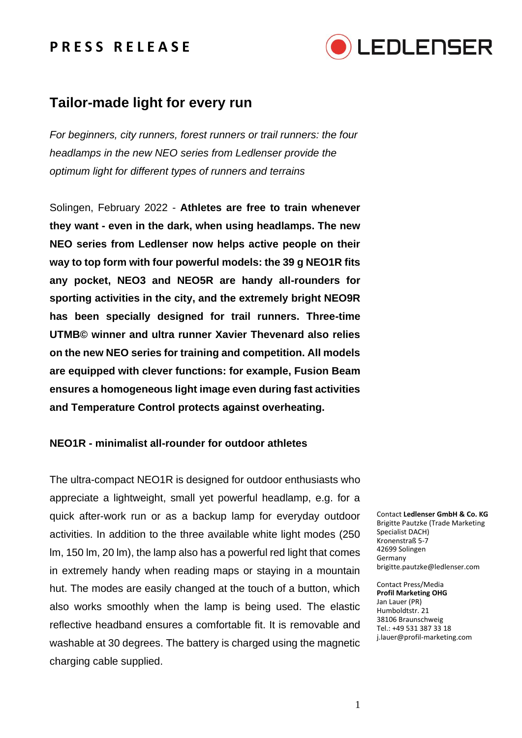**PRESS RELEASE**

# Tailor-made light for every run

*For beginners, city runners, forest runners or trail runners: the four headlamps in the new NEO series from Ledlenser provide the optimum light for different types of runners and terrains*

Solingen, February 2022 - **Athletes are free to train whenever they want - even in the dark, when using headlamps. The new NEO series from Ledlenser now helps active people on their way to top form with four powerful models: the 39 g NEO1R fits any pocket, NEO3 and NEO5R are handy all-rounders for sporting activities in the city, and the extremely bright NEO9R has been specially designed for trail runners. Three-time UTMB© winner and ultra runner Xavier Thevenard also relies on the new NEO series for training and competition. All models are equipped with clever functions: for example, Fusion Beam ensures a homogeneous light image even during fast activities and Temperature Control protects against overheating.**

## NEO1R - minimalist all-rounder for outdoor athletes

The ultra-compact NEO1R is designed for outdoor enthusiasts who appreciate a lightweight, small yet powerful headlamp, e.g. for a quick after-work run or as a backup lamp for everyday outdoor activities. In addition to the three available white light modes (250 lm, 150 lm, 20 lm), the lamp also has a powerful red light that comes in extremely handy when reading maps or staying in a mountain hut. The modes are easily changed at the touch of a button, which also works smoothly when the lamp is being used. The elastic reflective headband ensures a comfortable fit. It is removable and washable at 30 degrees. The battery is charged using the magnetic charging cable supplied.

Contact **Ledlenser GmbH & Co. KG**
Brigitte Pautzke (Trade Marketing Specialist DACH)
Kronenstraß 5-7
42699 Solingen
Germany
brigitte.pautzke@ledlenser.com

Contact Press/Media
**Profil Marketing OHG**
Jan Lauer (PR)
Humboldtstr. 21
38106 Braunschweig
Tel.: +49 531 387 33 18
j.lauer@profil-marketing.com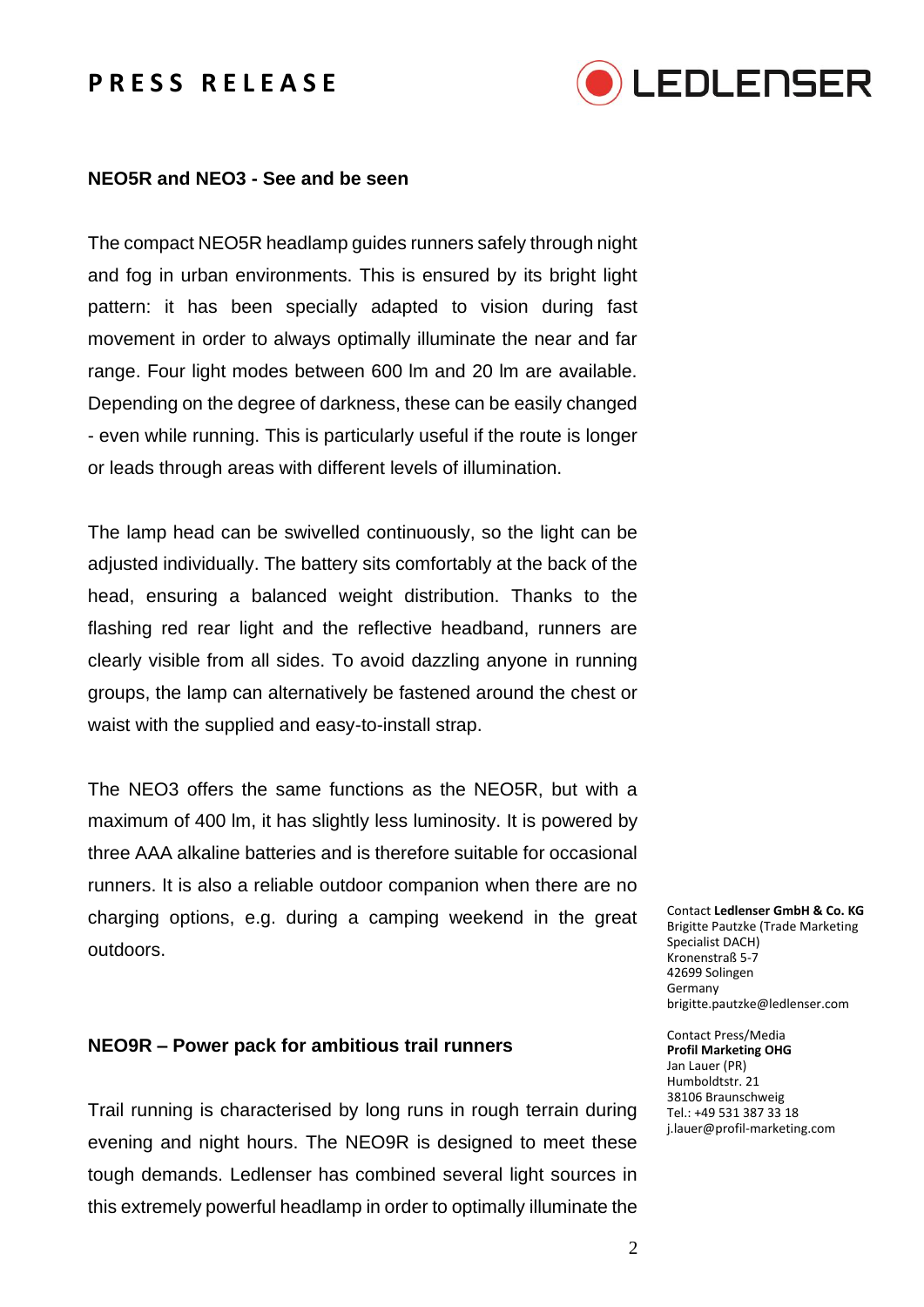**NEO5R and NEO3 - See and be seen**

The compact NEO5R headlamp guides runners safely through night and fog in urban environments. This is ensured by its bright light pattern: it has been specially adapted to vision during fast movement in order to always optimally illuminate the near and far range. Four light modes between 600 lm and 20 lm are available. Depending on the degree of darkness, these can be easily changed - even while running. This is particularly useful if the route is longer or leads through areas with different levels of illumination.

The lamp head can be swivelled continuously, so the light can be adjusted individually. The battery sits comfortably at the back of the head, ensuring a balanced weight distribution. Thanks to the flashing red rear light and the reflective headband, runners are clearly visible from all sides. To avoid dazzling anyone in running groups, the lamp can alternatively be fastened around the chest or waist with the supplied and easy-to-install strap.

The NEO3 offers the same functions as the NEO5R, but with a maximum of 400 lm, it has slightly less luminosity. It is powered by three AAA alkaline batteries and is therefore suitable for occasional runners. It is also a reliable outdoor companion when there are no charging options, e.g. during a camping weekend in the great outdoors.

**NEO9R – Power pack for ambitious trail runners**

Trail running is characterised by long runs in rough terrain during evening and night hours. The NEO9R is designed to meet these tough demands. Ledlenser has combined several light sources in this extremely powerful headlamp in order to optimally illuminate the

Contact **Ledlenser GmbH & Co. KG**
Brigitte Pautzke (Trade Marketing Specialist DACH)
Kronenstraß 5-7
42699 Solingen
Germany
brigitte.pautzke@ledlenser.com

Contact Press/Media
**Profil Marketing OHG**
Jan Lauer (PR)
Humboldtstr. 21
38106 Braunschweig
Tel.: +49 531 387 33 18
j.lauer@profil-marketing.com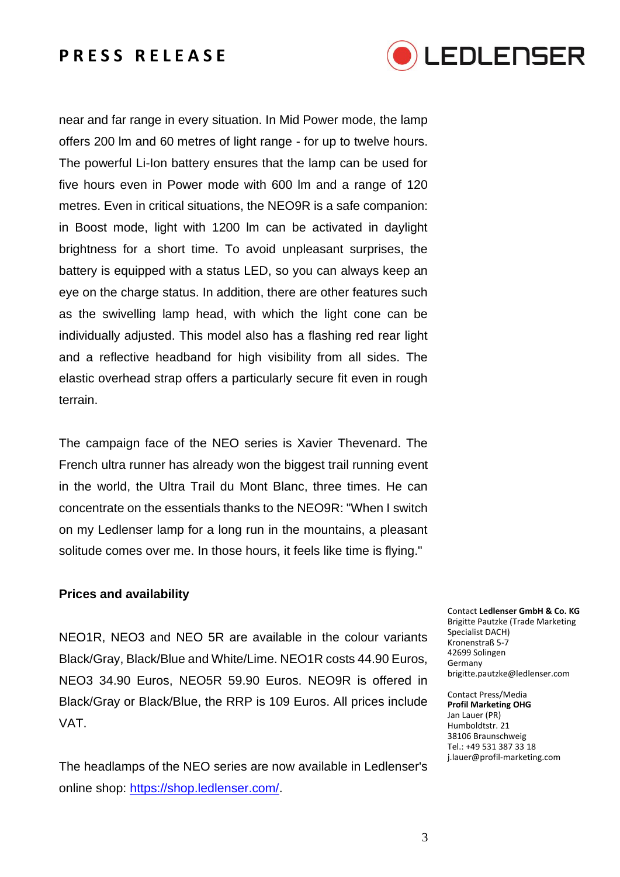near and far range in every situation. In Mid Power mode, the lamp offers 200 lm and 60 metres of light range - for up to twelve hours. The powerful Li-Ion battery ensures that the lamp can be used for five hours even in Power mode with 600 lm and a range of 120 metres. Even in critical situations, the NEO9R is a safe companion: in Boost mode, light with 1200 lm can be activated in daylight brightness for a short time. To avoid unpleasant surprises, the battery is equipped with a status LED, so you can always keep an eye on the charge status. In addition, there are other features such as the swivelling lamp head, with which the light cone can be individually adjusted. This model also has a flashing red rear light and a reflective headband for high visibility from all sides. The elastic overhead strap offers a particularly secure fit even in rough terrain.

The campaign face of the NEO series is Xavier Thevenard. The French ultra runner has already won the biggest trail running event in the world, the Ultra Trail du Mont Blanc, three times. He can concentrate on the essentials thanks to the NEO9R: "When I switch on my Ledlenser lamp for a long run in the mountains, a pleasant solitude comes over me. In those hours, it feels like time is flying."

**Prices and availability**

NEO1R, NEO3 and NEO 5R are available in the colour variants Black/Gray, Black/Blue and White/Lime. NEO1R costs 44.90 Euros, NEO3 34.90 Euros, NEO5R 59.90 Euros. NEO9R is offered in Black/Gray or Black/Blue, the RRP is 109 Euros. All prices include VAT.

The headlamps of the NEO series are now available in Ledlenser's online shop: [https://shop.ledlenser.com/](https://shop.ledlenser.com/).

Contact **Ledlenser GmbH & Co. KG**
Brigitte Pautzke (Trade Marketing Specialist DACH)
Kronenstraß 5-7
42699 Solingen
Germany
brigitte.pautzke@ledlenser.com

Contact Press/Media
**Profil Marketing OHG**
Jan Lauer (PR)
Humboldtstr. 21
38106 Braunschweig
Tel.: +49 531 387 33 18
j.lauer@profil-marketing.com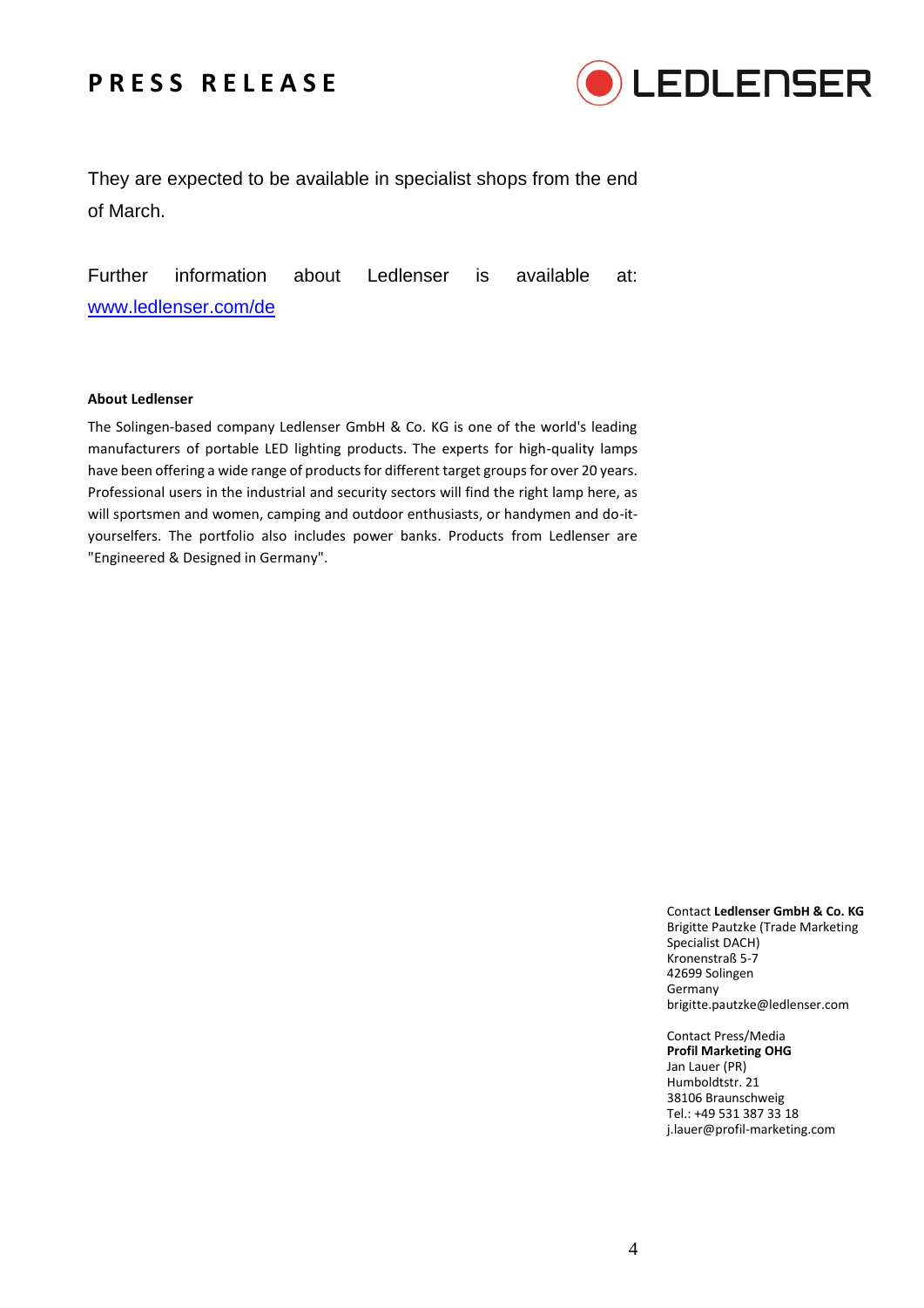They are expected to be available in specialist shops from the end of March.

Further information about Ledlenser is available at: [www.ledlenser.com/de](http://www.ledlenser.com/de)

**About Ledlenser**

The Solingen-based company Ledlenser GmbH & Co. KG is one of the world's leading manufacturers of portable LED lighting products. The experts for high-quality lamps have been offering a wide range of products for different target groups for over 20 years. Professional users in the industrial and security sectors will find the right lamp here, as will sportsmen and women, camping and outdoor enthusiasts, or handymen and do-it-yourselfers. The portfolio also includes power banks. Products from Ledlenser are "Engineered & Designed in Germany".

Contact **Ledlenser GmbH & Co. KG**
Brigitte Pautzke (Trade Marketing Specialist DACH)
Kronenstraß 5-7
42699 Solingen
Germany
brigitte.pautzke@ledlenser.com

Contact Press/Media
**Profil Marketing OHG**
Jan Lauer (PR)
Humboldtstr. 21
38106 Braunschweig
Tel.: +49 531 387 33 18
j.lauer@profil-marketing.com